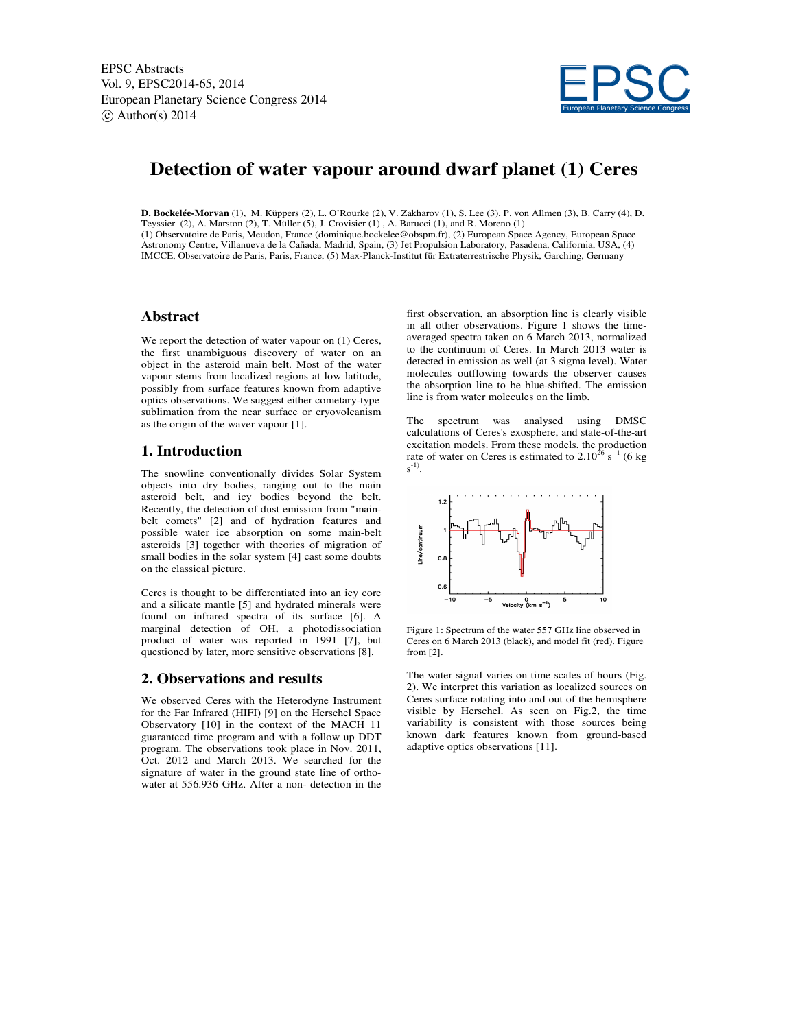EPSC Abstracts
Vol. 9, EPSC2014-65, 2014
European Planetary Science Congress 2014
© Author(s) 2014

# Detection of water vapour around dwarf planet (1) Ceres

**D. Bockelée-Morvan** (1), M. Küppers (2), L. O'Rourke (2), V. Zakharov (1), S. Lee (3), P. von Allmen (3), B. Carry (4), D. Teyssier (2), A. Marston (2), T. Müller (5), J. Crovisier (1) , A. Barucci (1), and R. Moreno (1)
(1) Observatoire de Paris, Meudon, France (dominique.bockelee@obspm.fr), (2) European Space Agency, European Space Astronomy Centre, Villanueva de la Cañada, Madrid, Spain, (3) Jet Propulsion Laboratory, Pasadena, California, USA, (4) IMCCE, Observatoire de Paris, Paris, France, (5) Max-Planck-Institut für Extraterrestrische Physik, Garching, Germany

## Abstract

We report the detection of water vapour on (1) Ceres, the first unambiguous discovery of water on an object in the asteroid main belt. Most of the water vapour stems from localized regions at low latitude, possibly from surface features known from adaptive optics observations. We suggest either cometary-type sublimation from the near surface or cryovolcanism as the origin of the waver vapour [1].

## 1. Introduction

The snowline conventionally divides Solar System objects into dry bodies, ranging out to the main asteroid belt, and icy bodies beyond the belt. Recently, the detection of dust emission from "main-belt comets" [2] and of hydration features and possible water ice absorption on some main-belt asteroids [3] together with theories of migration of small bodies in the solar system [4] cast some doubts on the classical picture.

Ceres is thought to be differentiated into an icy core and a silicate mantle [5] and hydrated minerals were found on infrared spectra of its surface [6]. A marginal detection of OH, a photodissociation product of water was reported in 1991 [7], but questioned by later, more sensitive observations [8].

## 2. Observations and results

We observed Ceres with the Heterodyne Instrument for the Far Infrared (HIFI) [9] on the Herschel Space Observatory [10] in the context of the MACH 11 guaranteed time program and with a follow up DDT program. The observations took place in Nov. 2011, Oct. 2012 and March 2013. We searched for the signature of water in the ground state line of ortho-water at 556.936 GHz. After a non- detection in the first observation, an absorption line is clearly visible in all other observations. Figure 1 shows the time-averaged spectra taken on 6 March 2013, normalized to the continuum of Ceres. In March 2013 water is detected in emission as well (at 3 sigma level). Water molecules outflowing towards the observer causes the absorption line to be blue-shifted. The emission line is from water molecules on the limb.

The spectrum was analysed using DMSC calculations of Ceres's exosphere, and state-of-the-art excitation models. From these models, the production rate of water on Ceres is estimated to $2.10^{26}$ $s^{-1}$ (6 kg $s^{-1}$).

Figure 1: Spectrum of the water 557 GHz line observed in Ceres on 6 March 2013 (black), and model fit (red). Figure from [2].

The water signal varies on time scales of hours (Fig. 2). We interpret this variation as localized sources on Ceres surface rotating into and out of the hemisphere visible by Herschel. As seen on Fig.2, the time variability is consistent with those sources being known dark features known from ground-based adaptive optics observations [11].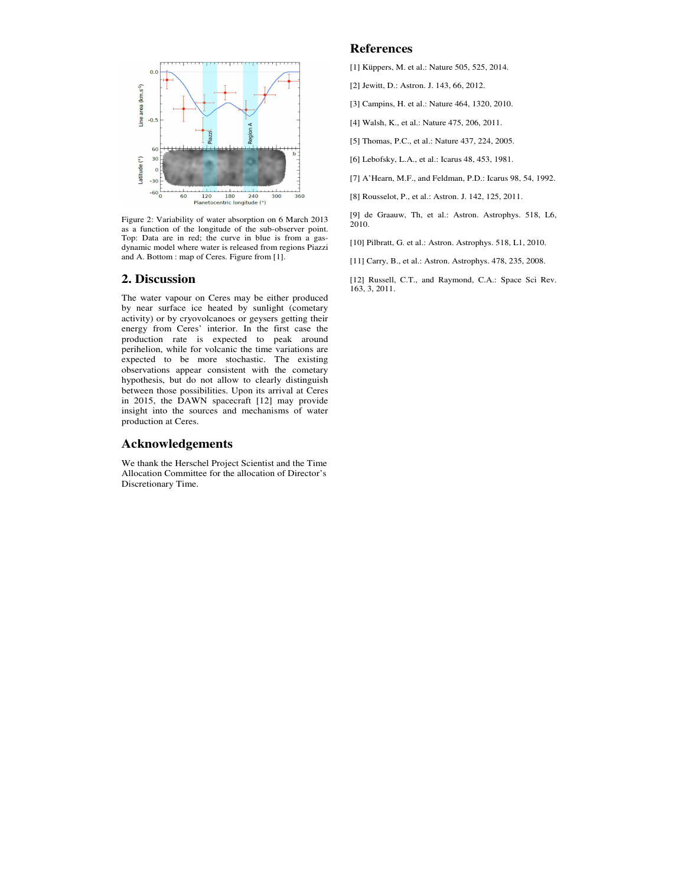Line area (km.s$^{-1}$)

0.0

-0.5

Piazzi

Region A

Latitude (°)

60

30

0

-30

-60

b

0 60 120 180 240 300 360

Planetocentric longitude (°)

Figure 2: Variability of water absorption on 6 March 2013 as a function of the longitude of the sub-observer point. Top: Data are in red; the curve in blue is from a gas-dynamic model where water is released from regions Piazzi and A. Bottom : map of Ceres. Figure from [1].

## 2. Discussion

The water vapour on Ceres may be either produced by near surface ice heated by sunlight (cometary activity) or by cryovolcanoes or geysers getting their energy from Ceres' interior. In the first case the production rate is expected to peak around perihelion, while for volcanic the time variations are expected to be more stochastic. The existing observations appear consistent with the cometary hypothesis, but do not allow to clearly distinguish between those possibilities. Upon its arrival at Ceres in 2015, the DAWN spacecraft [12] may provide insight into the sources and mechanisms of water production at Ceres.

## Acknowledgements

We thank the Herschel Project Scientist and the Time Allocation Committee for the allocation of Director's Discretionary Time.

## References

[1] Küppers, M. et al.: Nature 505, 525, 2014.

[2] Jewitt, D.: Astron. J. 143, 66, 2012.

[3] Campins, H. et al.: Nature 464, 1320, 2010.

[4] Walsh, K., et al.: Nature 475, 206, 2011.

[5] Thomas, P.C., et al.: Nature 437, 224, 2005.

[6] Lebofsky, L.A., et al.: Icarus 48, 453, 1981.

[7] A'Hearn, M.F., and Feldman, P.D.: Icarus 98, 54, 1992.

[8] Rousselot, P., et al.: Astron. J. 142, 125, 2011.

[9] de Graauw, Th, et al.: Astron. Astrophys. 518, L6, 2010.

[10] Pilbratt, G. et al.: Astron. Astrophys. 518, L1, 2010.

[11] Carry, B., et al.: Astron. Astrophys. 478, 235, 2008.

[12] Russell, C.T., and Raymond, C.A.: Space Sci Rev. 163, 3, 2011.